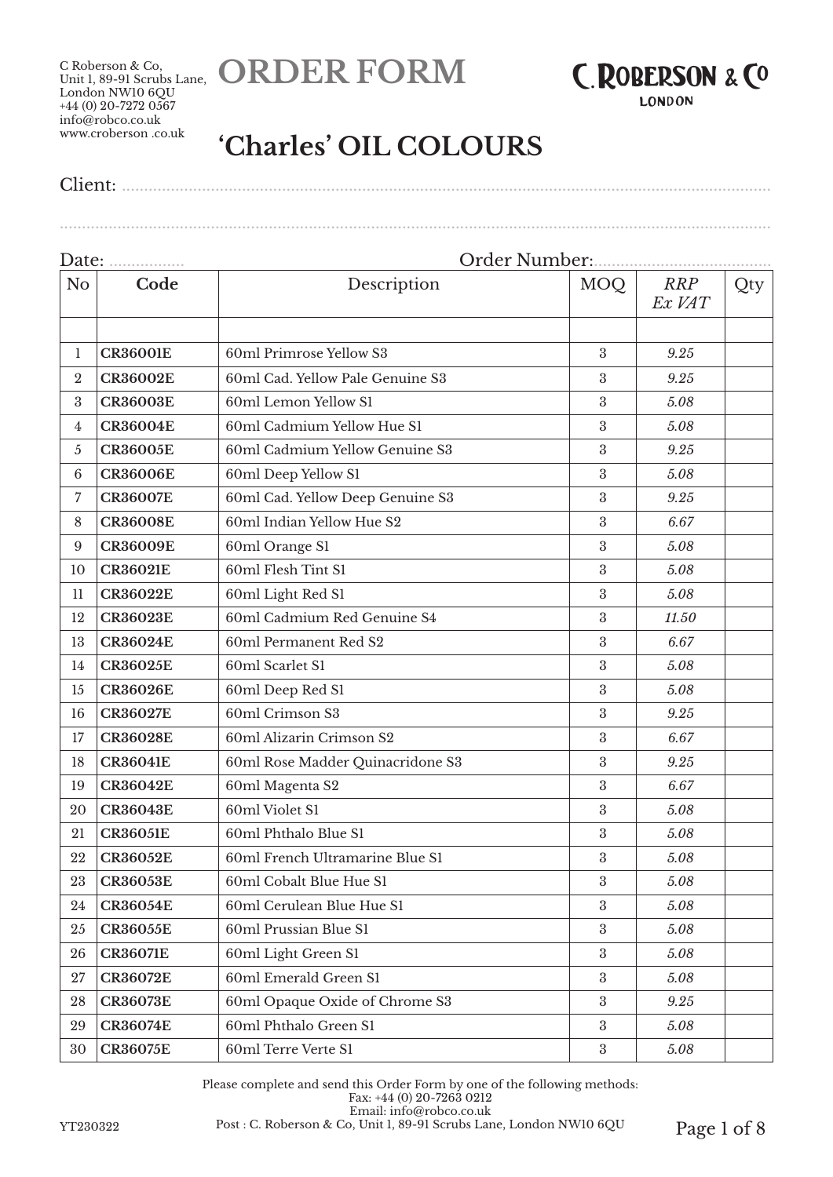C Roberson & Co,
Unit 1, 89-91 Scrubs Lane,
London NW10 6QU
+44 (0) 20-7272 0567
info@robco.co.uk
www.croberson .co.uk

# ORDER FORM

C. ROBERSON & Co
LONDON

## 'Charles' OIL COLOURS

Client: ..........................................................................................................................

..........................................................................................................................................

Date: ................ Order Number: ......................................

| No | Code | Description | MOQ | *RRP Ex VAT* | Qty |
|---|---|---|---|---|---|
| | | | | | |
| 1 | **CR36001E** | 60ml Primrose Yellow S3 | 3 | *9.25* | |
| 2 | **CR36002E** | 60ml Cad. Yellow Pale Genuine S3 | 3 | *9.25* | |
| 3 | **CR36003E** | 60ml Lemon Yellow S1 | 3 | *5.08* | |
| 4 | **CR36004E** | 60ml Cadmium Yellow Hue S1 | 3 | *5.08* | |
| 5 | **CR36005E** | 60ml Cadmium Yellow Genuine S3 | 3 | *9.25* | |
| 6 | **CR36006E** | 60ml Deep Yellow S1 | 3 | *5.08* | |
| 7 | **CR36007E** | 60ml Cad. Yellow Deep Genuine S3 | 3 | *9.25* | |
| 8 | **CR36008E** | 60ml Indian Yellow Hue S2 | 3 | *6.67* | |
| 9 | **CR36009E** | 60ml Orange S1 | 3 | *5.08* | |
| 10 | **CR36021E** | 60ml Flesh Tint S1 | 3 | *5.08* | |
| 11 | **CR36022E** | 60ml Light Red S1 | 3 | *5.08* | |
| 12 | **CR36023E** | 60ml Cadmium Red Genuine S4 | 3 | *11.50* | |
| 13 | **CR36024E** | 60ml Permanent Red S2 | 3 | *6.67* | |
| 14 | **CR36025E** | 60ml Scarlet S1 | 3 | *5.08* | |
| 15 | **CR36026E** | 60ml Deep Red S1 | 3 | *5.08* | |
| 16 | **CR36027E** | 60ml Crimson S3 | 3 | *9.25* | |
| 17 | **CR36028E** | 60ml Alizarin Crimson S2 | 3 | *6.67* | |
| 18 | **CR36041E** | 60ml Rose Madder Quinacridone S3 | 3 | *9.25* | |
| 19 | **CR36042E** | 60ml Magenta S2 | 3 | *6.67* | |
| 20 | **CR36043E** | 60ml Violet S1 | 3 | *5.08* | |
| 21 | **CR36051E** | 60ml Phthalo Blue S1 | 3 | *5.08* | |
| 22 | **CR36052E** | 60ml French Ultramarine Blue S1 | 3 | *5.08* | |
| 23 | **CR36053E** | 60ml Cobalt Blue Hue S1 | 3 | *5.08* | |
| 24 | **CR36054E** | 60ml Cerulean Blue Hue S1 | 3 | *5.08* | |
| 25 | **CR36055E** | 60ml Prussian Blue S1 | 3 | *5.08* | |
| 26 | **CR36071E** | 60ml Light Green S1 | 3 | *5.08* | |
| 27 | **CR36072E** | 60ml Emerald Green S1 | 3 | *5.08* | |
| 28 | **CR36073E** | 60ml Opaque Oxide of Chrome S3 | 3 | *9.25* | |
| 29 | **CR36074E** | 60ml Phthalo Green S1 | 3 | *5.08* | |
| 30 | **CR36075E** | 60ml Terre Verte S1 | 3 | *5.08* | |

Please complete and send this Order Form by one of the following methods:
Fax: +44 (0) 20-7263 0212
Email: info@robco.co.uk
Post : C. Roberson & Co, Unit 1, 89-91 Scrubs Lane, London NW10 6QU

YT230322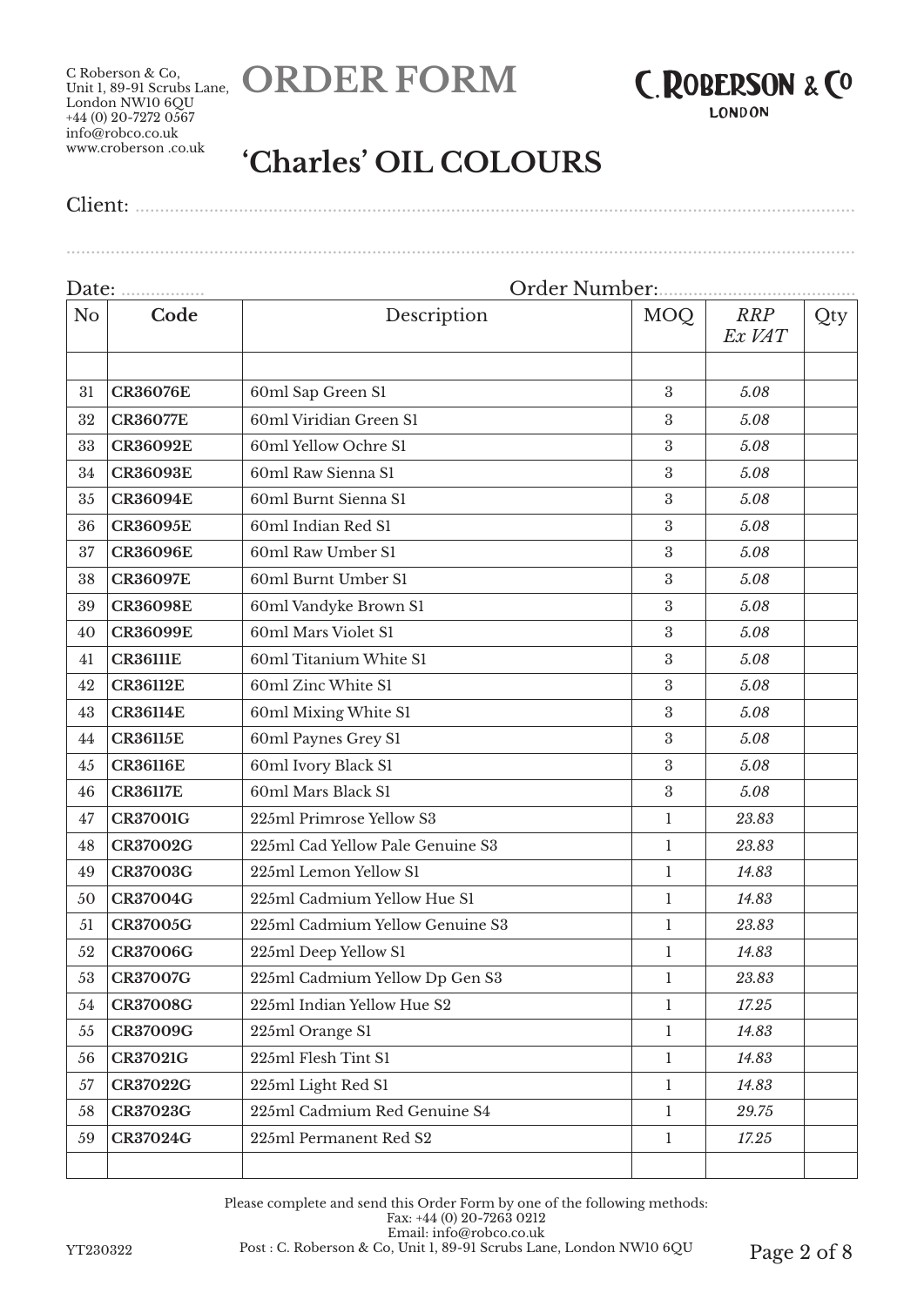C Roberson & Co,
Unit 1, 89-91 Scrubs Lane,
London NW10 6QU
+44 (0) 20-7272 0567
info@robco.co.uk
www.croberson .co.uk

# ORDER FORM

C. ROBERSON & Co
LONDON

## 'Charles' OIL COLOURS

Client: ..............................................................................................................................

..............................................................................................................................................

Date: ................. Order Number:.......................................

| No | Code | Description | MOQ | *RRP Ex VAT* | Qty |
|---|---|---|---|---|---|
| | | | | | |
| 31 | **CR36076E** | 60ml Sap Green S1 | 3 | *5.08* | |
| 32 | **CR36077E** | 60ml Viridian Green S1 | 3 | *5.08* | |
| 33 | **CR36092E** | 60ml Yellow Ochre S1 | 3 | *5.08* | |
| 34 | **CR36093E** | 60ml Raw Sienna S1 | 3 | *5.08* | |
| 35 | **CR36094E** | 60ml Burnt Sienna S1 | 3 | *5.08* | |
| 36 | **CR36095E** | 60ml Indian Red S1 | 3 | *5.08* | |
| 37 | **CR36096E** | 60ml Raw Umber S1 | 3 | *5.08* | |
| 38 | **CR36097E** | 60ml Burnt Umber S1 | 3 | *5.08* | |
| 39 | **CR36098E** | 60ml Vandyke Brown S1 | 3 | *5.08* | |
| 40 | **CR36099E** | 60ml Mars Violet S1 | 3 | *5.08* | |
| 41 | **CR36111E** | 60ml Titanium White S1 | 3 | *5.08* | |
| 42 | **CR36112E** | 60ml Zinc White S1 | 3 | *5.08* | |
| 43 | **CR36114E** | 60ml Mixing White S1 | 3 | *5.08* | |
| 44 | **CR36115E** | 60ml Paynes Grey S1 | 3 | *5.08* | |
| 45 | **CR36116E** | 60ml Ivory Black S1 | 3 | *5.08* | |
| 46 | **CR36117E** | 60ml Mars Black S1 | 3 | *5.08* | |
| 47 | **CR37001G** | 225ml Primrose Yellow S3 | 1 | *23.83* | |
| 48 | **CR37002G** | 225ml Cad Yellow Pale Genuine S3 | 1 | *23.83* | |
| 49 | **CR37003G** | 225ml Lemon Yellow S1 | 1 | *14.83* | |
| 50 | **CR37004G** | 225ml Cadmium Yellow Hue S1 | 1 | *14.83* | |
| 51 | **CR37005G** | 225ml Cadmium Yellow Genuine S3 | 1 | *23.83* | |
| 52 | **CR37006G** | 225ml Deep Yellow S1 | 1 | *14.83* | |
| 53 | **CR37007G** | 225ml Cadmium Yellow Dp Gen S3 | 1 | *23.83* | |
| 54 | **CR37008G** | 225ml Indian Yellow Hue S2 | 1 | *17.25* | |
| 55 | **CR37009G** | 225ml Orange S1 | 1 | *14.83* | |
| 56 | **CR37021G** | 225ml Flesh Tint S1 | 1 | *14.83* | |
| 57 | **CR37022G** | 225ml Light Red S1 | 1 | *14.83* | |
| 58 | **CR37023G** | 225ml Cadmium Red Genuine S4 | 1 | *29.75* | |
| 59 | **CR37024G** | 225ml Permanent Red S2 | 1 | *17.25* | |
| | | | | | |

Please complete and send this Order Form by one of the following methods:
Fax: +44 (0) 20-7263 0212
Email: info@robco.co.uk
Post : C. Roberson & Co, Unit 1, 89-91 Scrubs Lane, London NW10 6QU

YT230322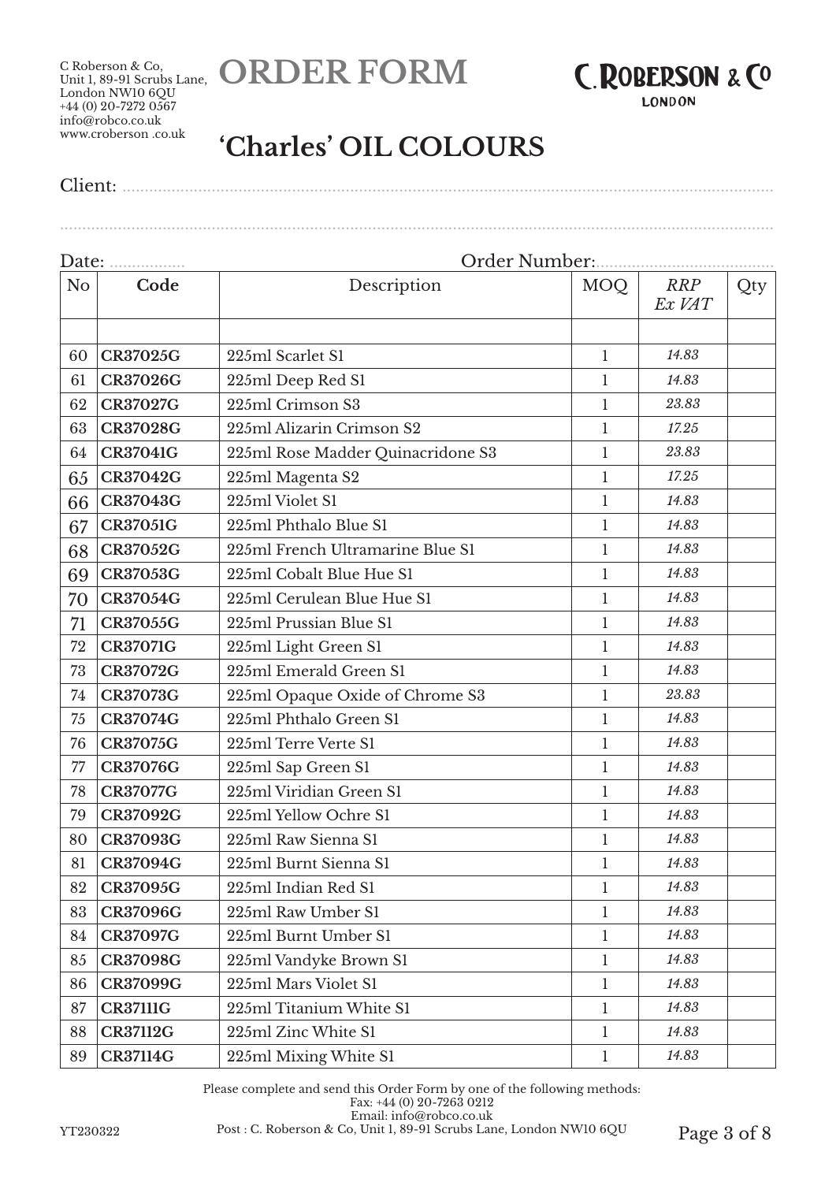C Roberson & Co,
Unit 1, 89-91 Scrubs Lane,
London NW10 6QU
+44 (0) 20-7272 0567
info@robco.co.uk
www.croberson .co.uk

# ORDER FORM

C. ROBERSON & Co
LONDON

## 'Charles' OIL COLOURS

Client: ..........................................................................................................................................

..........................................................................................................................................................

Date: ................. Order Number:.......................................

| No | Code | Description | MOQ | *RRP Ex VAT* | Qty |
|---|---|---|---|---|---|
| | | | | | |
| 60 | **CR37025G** | 225ml Scarlet S1 | 1 | *14.83* | |
| 61 | **CR37026G** | 225ml Deep Red S1 | 1 | *14.83* | |
| 62 | **CR37027G** | 225ml Crimson S3 | 1 | *23.83* | |
| 63 | **CR37028G** | 225ml Alizarin Crimson S2 | 1 | *17.25* | |
| 64 | **CR37041G** | 225ml Rose Madder Quinacridone S3 | 1 | *23.83* | |
| 65 | **CR37042G** | 225ml Magenta S2 | 1 | *17.25* | |
| 66 | **CR37043G** | 225ml Violet S1 | 1 | *14.83* | |
| 67 | **CR37051G** | 225ml Phthalo Blue S1 | 1 | *14.83* | |
| 68 | **CR37052G** | 225ml French Ultramarine Blue S1 | 1 | *14.83* | |
| 69 | **CR37053G** | 225ml Cobalt Blue Hue S1 | 1 | *14.83* | |
| 70 | **CR37054G** | 225ml Cerulean Blue Hue S1 | 1 | *14.83* | |
| 71 | **CR37055G** | 225ml Prussian Blue S1 | 1 | *14.83* | |
| 72 | **CR37071G** | 225ml Light Green S1 | 1 | *14.83* | |
| 73 | **CR37072G** | 225ml Emerald Green S1 | 1 | *14.83* | |
| 74 | **CR37073G** | 225ml Opaque Oxide of Chrome S3 | 1 | *23.83* | |
| 75 | **CR37074G** | 225ml Phthalo Green S1 | 1 | *14.83* | |
| 76 | **CR37075G** | 225ml Terre Verte S1 | 1 | *14.83* | |
| 77 | **CR37076G** | 225ml Sap Green S1 | 1 | *14.83* | |
| 78 | **CR37077G** | 225ml Viridian Green S1 | 1 | *14.83* | |
| 79 | **CR37092G** | 225ml Yellow Ochre S1 | 1 | *14.83* | |
| 80 | **CR37093G** | 225ml Raw Sienna S1 | 1 | *14.83* | |
| 81 | **CR37094G** | 225ml Burnt Sienna S1 | 1 | *14.83* | |
| 82 | **CR37095G** | 225ml Indian Red S1 | 1 | *14.83* | |
| 83 | **CR37096G** | 225ml Raw Umber S1 | 1 | *14.83* | |
| 84 | **CR37097G** | 225ml Burnt Umber S1 | 1 | *14.83* | |
| 85 | **CR37098G** | 225ml Vandyke Brown S1 | 1 | *14.83* | |
| 86 | **CR37099G** | 225ml Mars Violet S1 | 1 | *14.83* | |
| 87 | **CR37111G** | 225ml Titanium White S1 | 1 | *14.83* | |
| 88 | **CR37112G** | 225ml Zinc White S1 | 1 | *14.83* | |
| 89 | **CR37114G** | 225ml Mixing White S1 | 1 | *14.83* | |

Please complete and send this Order Form by one of the following methods:
Fax: +44 (0) 20-7263 0212
Email: info@robco.co.uk
Post : C. Roberson & Co, Unit 1, 89-91 Scrubs Lane, London NW10 6QU

YT230322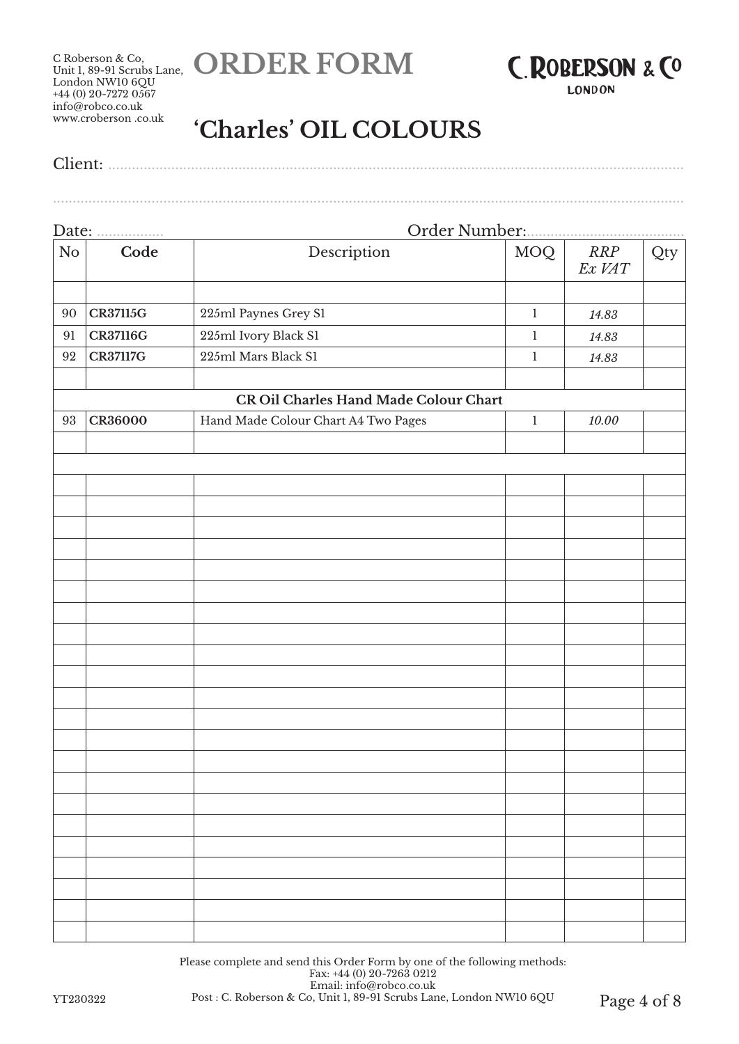C Roberson & Co,
Unit 1, 89-91 Scrubs Lane,
London NW10 6QU
+44 (0) 20-7272 0567
info@robco.co.uk
www.croberson .co.uk

# ORDER FORM

C. ROBERSON & Co
LONDON

## 'Charles' OIL COLOURS

Client: ....................................................................................................

....................................................................................................

Date: ................ Order Number:......................................

| No | Code | Description | MOQ | *RRP Ex VAT* | Qty |
|---|---|---|---|---|---|
| | | | | | |
| 90 | **CR37115G** | 225ml Paynes Grey S1 | 1 | *14.83* | |
| 91 | **CR37116G** | 225ml Ivory Black S1 | 1 | *14.83* | |
| 92 | **CR37117G** | 225ml Mars Black S1 | 1 | *14.83* | |
| | | | | | |
| | | **CR Oil Charles Hand Made Colour Chart** | | | |
| 93 | **CR36000** | Hand Made Colour Chart A4 Two Pages | 1 | *10.00* | |
| | | | | | |
| | | | | | |
| | | | | | |
| | | | | | |
| | | | | | |
| | | | | | |
| | | | | | |
| | | | | | |
| | | | | | |
| | | | | | |
| | | | | | |
| | | | | | |
| | | | | | |
| | | | | | |
| | | | | | |
| | | | | | |
| | | | | | |
| | | | | | |
| | | | | | |
| | | | | | |
| | | | | | |
| | | | | | |

Please complete and send this Order Form by one of the following methods:
Fax: +44 (0) 20-7263 0212
Email: info@robco.co.uk
Post : C. Roberson & Co, Unit 1, 89-91 Scrubs Lane, London NW10 6QU

YT230322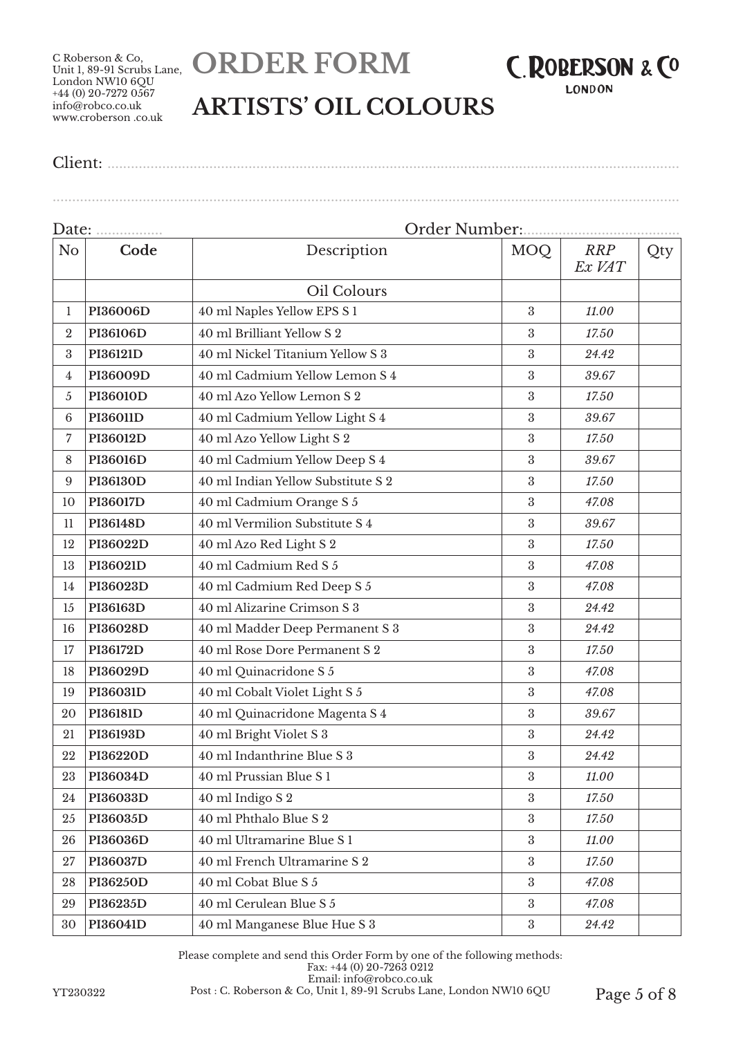C Roberson & Co,
Unit 1, 89-91 Scrubs Lane,
London NW10 6QU
+44 (0) 20-7272 0567
info@robco.co.uk
www.croberson .co.uk

# ORDER FORM

C. ROBERSON & CO
LONDON

## ARTISTS' OIL COLOURS

Client: ......................................................................................................................................................

..................................................................................................................................................................

Date: ................. Order Number:.......................................

| No | Code | Description | MOQ | *RRP Ex VAT* | Qty |
|---|---|---|---|---|---|
| | | Oil Colours | | | |
| 1 | **PI36006D** | 40 ml Naples Yellow EPS S 1 | 3 | *11.00* | |
| 2 | **PI36106D** | 40 ml Brilliant Yellow S 2 | 3 | *17.50* | |
| 3 | **PI36121D** | 40 ml Nickel Titanium Yellow S 3 | 3 | *24.42* | |
| 4 | **PI36009D** | 40 ml Cadmium Yellow Lemon S 4 | 3 | *39.67* | |
| 5 | **PI36010D** | 40 ml Azo Yellow Lemon S 2 | 3 | *17.50* | |
| 6 | **PI36011D** | 40 ml Cadmium Yellow Light S 4 | 3 | *39.67* | |
| 7 | **PI36012D** | 40 ml Azo Yellow Light S 2 | 3 | *17.50* | |
| 8 | **PI36016D** | 40 ml Cadmium Yellow Deep S 4 | 3 | *39.67* | |
| 9 | **PI36130D** | 40 ml Indian Yellow Substitute S 2 | 3 | *17.50* | |
| 10 | **PI36017D** | 40 ml Cadmium Orange S 5 | 3 | *47.08* | |
| 11 | **PI36148D** | 40 ml Vermilion Substitute S 4 | 3 | *39.67* | |
| 12 | **PI36022D** | 40 ml Azo Red Light S 2 | 3 | *17.50* | |
| 13 | **PI36021D** | 40 ml Cadmium Red S 5 | 3 | *47.08* | |
| 14 | **PI36023D** | 40 ml Cadmium Red Deep S 5 | 3 | *47.08* | |
| 15 | **PI36163D** | 40 ml Alizarine Crimson S 3 | 3 | *24.42* | |
| 16 | **PI36028D** | 40 ml Madder Deep Permanent S 3 | 3 | *24.42* | |
| 17 | **PI36172D** | 40 ml Rose Dore Permanent S 2 | 3 | *17.50* | |
| 18 | **PI36029D** | 40 ml Quinacridone S 5 | 3 | *47.08* | |
| 19 | **PI36031D** | 40 ml Cobalt Violet Light S 5 | 3 | *47.08* | |
| 20 | **PI36181D** | 40 ml Quinacridone Magenta S 4 | 3 | *39.67* | |
| 21 | **PI36193D** | 40 ml Bright Violet S 3 | 3 | *24.42* | |
| 22 | **PI36220D** | 40 ml Indanthrine Blue S 3 | 3 | *24.42* | |
| 23 | **PI36034D** | 40 ml Prussian Blue S 1 | 3 | *11.00* | |
| 24 | **PI36033D** | 40 ml Indigo S 2 | 3 | *17.50* | |
| 25 | **PI36035D** | 40 ml Phthalo Blue S 2 | 3 | *17.50* | |
| 26 | **PI36036D** | 40 ml Ultramarine Blue S 1 | 3 | *11.00* | |
| 27 | **PI36037D** | 40 ml French Ultramarine S 2 | 3 | *17.50* | |
| 28 | **PI36250D** | 40 ml Cobat Blue S 5 | 3 | *47.08* | |
| 29 | **PI36235D** | 40 ml Cerulean Blue S 5 | 3 | *47.08* | |
| 30 | **PI36041D** | 40 ml Manganese Blue Hue S 3 | 3 | *24.42* | |

Please complete and send this Order Form by one of the following methods:
Fax: +44 (0) 20-7263 0212
Email: info@robco.co.uk
Post : C. Roberson & Co, Unit 1, 89-91 Scrubs Lane, London NW10 6QU

YT230322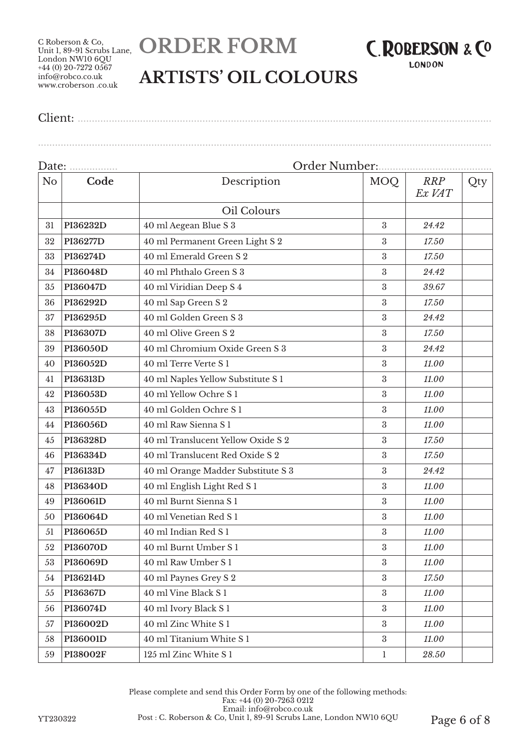C Roberson & Co,
Unit 1, 89-91 Scrubs Lane,
London NW10 6QU
+44 (0) 20-7272 0567
info@robco.co.uk
www.croberson .co.uk

# ORDER FORM

# ARTISTS' OIL COLOURS

C. ROBERSON & Co
LONDON

Client: ..........................................................................................................

..........................................................................................................

Date: ................. Order Number:.......................................

| No | Code | Description | MOQ | *RRP Ex VAT* | Qty |
|---|---|---|---|---|---|
| | | Oil Colours | | | |
| 31 | **PI36232D** | 40 ml Aegean Blue S 3 | 3 | *24.42* | |
| 32 | **PI36277D** | 40 ml Permanent Green Light S 2 | 3 | *17.50* | |
| 33 | **PI36274D** | 40 ml Emerald Green S 2 | 3 | *17.50* | |
| 34 | **PI36048D** | 40 ml Phthalo Green S 3 | 3 | *24.42* | |
| 35 | **PI36047D** | 40 ml Viridian Deep S 4 | 3 | *39.67* | |
| 36 | **PI36292D** | 40 ml Sap Green S 2 | 3 | *17.50* | |
| 37 | **PI36295D** | 40 ml Golden Green S 3 | 3 | *24.42* | |
| 38 | **PI36307D** | 40 ml Olive Green S 2 | 3 | *17.50* | |
| 39 | **PI36050D** | 40 ml Chromium Oxide Green S 3 | 3 | *24.42* | |
| 40 | **PI36052D** | 40 ml Terre Verte S 1 | 3 | *11.00* | |
| 41 | **PI36313D** | 40 ml Naples Yellow Substitute S 1 | 3 | *11.00* | |
| 42 | **PI36053D** | 40 ml Yellow Ochre S 1 | 3 | *11.00* | |
| 43 | **PI36055D** | 40 ml Golden Ochre S 1 | 3 | *11.00* | |
| 44 | **PI36056D** | 40 ml Raw Sienna S 1 | 3 | *11.00* | |
| 45 | **PI36328D** | 40 ml Translucent Yellow Oxide S 2 | 3 | *17.50* | |
| 46 | **PI36334D** | 40 ml Translucent Red Oxide S 2 | 3 | *17.50* | |
| 47 | **PI36133D** | 40 ml Orange Madder Substitute S 3 | 3 | *24.42* | |
| 48 | **PI36340D** | 40 ml English Light Red S 1 | 3 | *11.00* | |
| 49 | **PI36061D** | 40 ml Burnt Sienna S 1 | 3 | *11.00* | |
| 50 | **PI36064D** | 40 ml Venetian Red S 1 | 3 | *11.00* | |
| 51 | **PI36065D** | 40 ml Indian Red S 1 | 3 | *11.00* | |
| 52 | **PI36070D** | 40 ml Burnt Umber S 1 | 3 | *11.00* | |
| 53 | **PI36069D** | 40 ml Raw Umber S 1 | 3 | *11.00* | |
| 54 | **PI36214D** | 40 ml Paynes Grey S 2 | 3 | *17.50* | |
| 55 | **PI36367D** | 40 ml Vine Black S 1 | 3 | *11.00* | |
| 56 | **PI36074D** | 40 ml Ivory Black S 1 | 3 | *11.00* | |
| 57 | **PI36002D** | 40 ml Zinc White S 1 | 3 | *11.00* | |
| 58 | **PI36001D** | 40 ml Titanium White S 1 | 3 | *11.00* | |
| 59 | **PI38002F** | 125 ml Zinc White S 1 | 1 | *28.50* | |

Please complete and send this Order Form by one of the following methods:
Fax: +44 (0) 20-7263 0212
Email: info@robco.co.uk
Post : C. Roberson & Co, Unit 1, 89-91 Scrubs Lane, London NW10 6QU

YT230322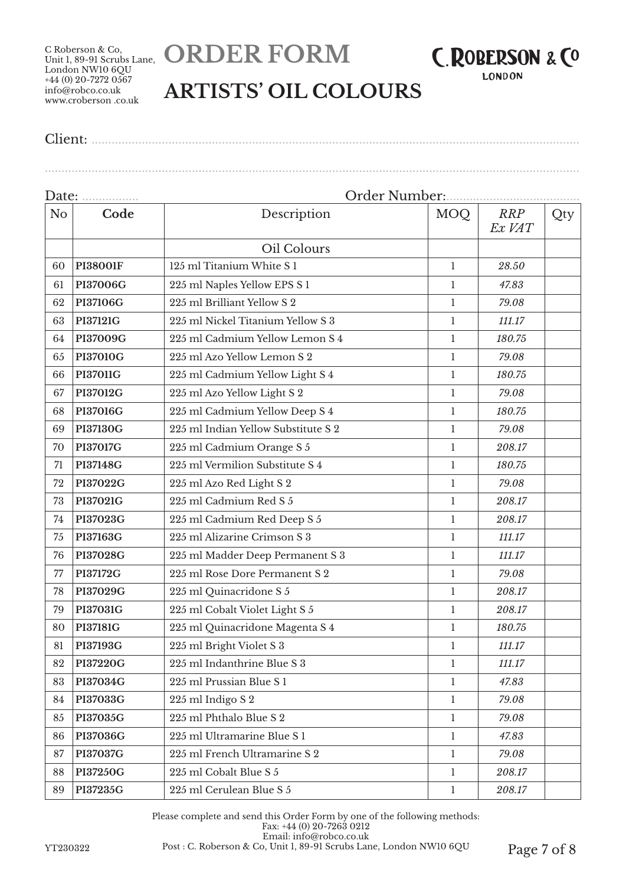C Roberson & Co,
Unit 1, 89-91 Scrubs Lane,
London NW10 6QU
+44 (0) 20-7272 0567
info@robco.co.uk
www.croberson .co.uk

# ORDER FORM

## ARTISTS' OIL COLOURS

C. ROBERSON & Co
LONDON

Client: ..........................................................................................................

..........................................................................................................

Date: ................. Order Number:.......................................

| No | Code | Description | MOQ | *RRP Ex VAT* | Qty |
|---|---|---|---|---|---|
| | | Oil Colours | | | |
| 60 | **PI38001F** | 125 ml Titanium White S 1 | 1 | *28.50* | |
| 61 | **PI37006G** | 225 ml Naples Yellow EPS S 1 | 1 | *47.83* | |
| 62 | **PI37106G** | 225 ml Brilliant Yellow S 2 | 1 | *79.08* | |
| 63 | **PI37121G** | 225 ml Nickel Titanium Yellow S 3 | 1 | *111.17* | |
| 64 | **PI37009G** | 225 ml Cadmium Yellow Lemon S 4 | 1 | *180.75* | |
| 65 | **PI37010G** | 225 ml Azo Yellow Lemon S 2 | 1 | *79.08* | |
| 66 | **PI37011G** | 225 ml Cadmium Yellow Light S 4 | 1 | *180.75* | |
| 67 | **PI37012G** | 225 ml Azo Yellow Light S 2 | 1 | *79.08* | |
| 68 | **PI37016G** | 225 ml Cadmium Yellow Deep S 4 | 1 | *180.75* | |
| 69 | **PI37130G** | 225 ml Indian Yellow Substitute S 2 | 1 | *79.08* | |
| 70 | **PI37017G** | 225 ml Cadmium Orange S 5 | 1 | *208.17* | |
| 71 | **PI37148G** | 225 ml Vermilion Substitute S 4 | 1 | *180.75* | |
| 72 | **PI37022G** | 225 ml Azo Red Light S 2 | 1 | *79.08* | |
| 73 | **PI37021G** | 225 ml Cadmium Red S 5 | 1 | *208.17* | |
| 74 | **PI37023G** | 225 ml Cadmium Red Deep S 5 | 1 | *208.17* | |
| 75 | **PI37163G** | 225 ml Alizarine Crimson S 3 | 1 | *111.17* | |
| 76 | **PI37028G** | 225 ml Madder Deep Permanent S 3 | 1 | *111.17* | |
| 77 | **PI37172G** | 225 ml Rose Dore Permanent S 2 | 1 | *79.08* | |
| 78 | **PI37029G** | 225 ml Quinacridone S 5 | 1 | *208.17* | |
| 79 | **PI37031G** | 225 ml Cobalt Violet Light S 5 | 1 | *208.17* | |
| 80 | **PI37181G** | 225 ml Quinacridone Magenta S 4 | 1 | *180.75* | |
| 81 | **PI37193G** | 225 ml Bright Violet S 3 | 1 | *111.17* | |
| 82 | **PI37220G** | 225 ml Indanthrine Blue S 3 | 1 | *111.17* | |
| 83 | **PI37034G** | 225 ml Prussian Blue S 1 | 1 | *47.83* | |
| 84 | **PI37033G** | 225 ml Indigo S 2 | 1 | *79.08* | |
| 85 | **PI37035G** | 225 ml Phthalo Blue S 2 | 1 | *79.08* | |
| 86 | **PI37036G** | 225 ml Ultramarine Blue S 1 | 1 | *47.83* | |
| 87 | **PI37037G** | 225 ml French Ultramarine S 2 | 1 | *79.08* | |
| 88 | **PI37250G** | 225 ml Cobalt Blue S 5 | 1 | *208.17* | |
| 89 | **PI37235G** | 225 ml Cerulean Blue S 5 | 1 | *208.17* | |

Please complete and send this Order Form by one of the following methods:
Fax: +44 (0) 20-7263 0212
Email: info@robco.co.uk
Post : C. Roberson & Co, Unit 1, 89-91 Scrubs Lane, London NW10 6QU

YT230322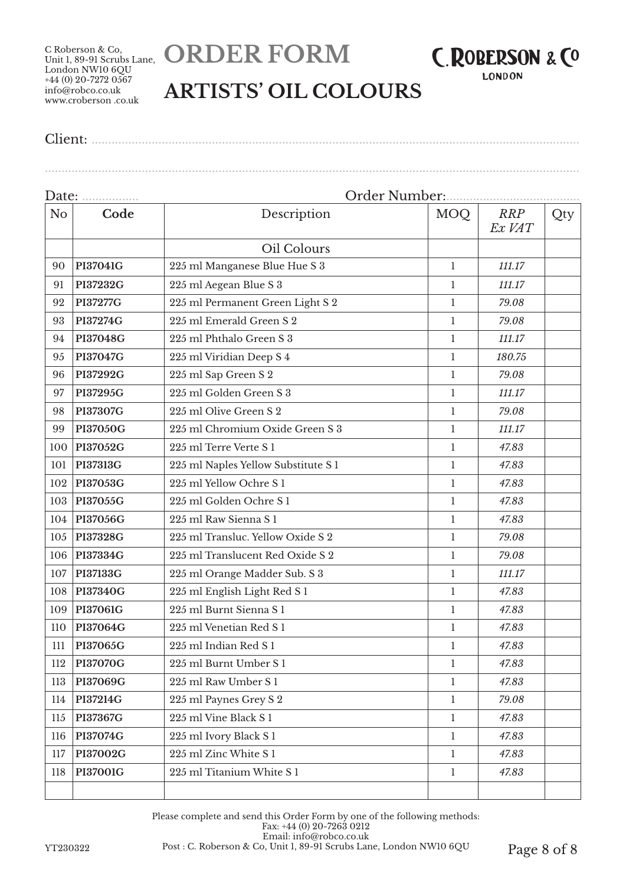C Roberson & Co,
Unit 1, 89-91 Scrubs Lane,
London NW10 6QU
+44 (0) 20-7272 0567
info@robco.co.uk
www.croberson .co.uk

# ORDER FORM

# ARTISTS' OIL COLOURS

C. ROBERSON & Co
LONDON

Client: ..........................................................................................

..........................................................................................

Date: ................ Order Number:......................................

| No | Code | Description | MOQ | *RRP Ex VAT* | Qty |
|---|---|---|---|---|---|
| | | Oil Colours | | | |
| 90 | **PI37041G** | 225 ml Manganese Blue Hue S 3 | 1 | *111.17* | |
| 91 | **PI37232G** | 225 ml Aegean Blue S 3 | 1 | *111.17* | |
| 92 | **PI37277G** | 225 ml Permanent Green Light S 2 | 1 | *79.08* | |
| 93 | **PI37274G** | 225 ml Emerald Green S 2 | 1 | *79.08* | |
| 94 | **PI37048G** | 225 ml Phthalo Green S 3 | 1 | *111.17* | |
| 95 | **PI37047G** | 225 ml Viridian Deep S 4 | 1 | *180.75* | |
| 96 | **PI37292G** | 225 ml Sap Green S 2 | 1 | *79.08* | |
| 97 | **PI37295G** | 225 ml Golden Green S 3 | 1 | *111.17* | |
| 98 | **PI37307G** | 225 ml Olive Green S 2 | 1 | *79.08* | |
| 99 | **PI37050G** | 225 ml Chromium Oxide Green S 3 | 1 | *111.17* | |
| 100 | **PI37052G** | 225 ml Terre Verte S 1 | 1 | *47.83* | |
| 101 | **PI37313G** | 225 ml Naples Yellow Substitute S 1 | 1 | *47.83* | |
| 102 | **PI37053G** | 225 ml Yellow Ochre S 1 | 1 | *47.83* | |
| 103 | **PI37055G** | 225 ml Golden Ochre S 1 | 1 | *47.83* | |
| 104 | **PI37056G** | 225 ml Raw Sienna S 1 | 1 | *47.83* | |
| 105 | **PI37328G** | 225 ml Transluc. Yellow Oxide S 2 | 1 | *79.08* | |
| 106 | **PI37334G** | 225 ml Translucent Red Oxide S 2 | 1 | *79.08* | |
| 107 | **PI37133G** | 225 ml Orange Madder Sub. S 3 | 1 | *111.17* | |
| 108 | **PI37340G** | 225 ml English Light Red S 1 | 1 | *47.83* | |
| 109 | **PI37061G** | 225 ml Burnt Sienna S 1 | 1 | *47.83* | |
| 110 | **PI37064G** | 225 ml Venetian Red S 1 | 1 | *47.83* | |
| 111 | **PI37065G** | 225 ml Indian Red S 1 | 1 | *47.83* | |
| 112 | **PI37070G** | 225 ml Burnt Umber S 1 | 1 | *47.83* | |
| 113 | **PI37069G** | 225 ml Raw Umber S 1 | 1 | *47.83* | |
| 114 | **PI37214G** | 225 ml Paynes Grey S 2 | 1 | *79.08* | |
| 115 | **PI37367G** | 225 ml Vine Black S 1 | 1 | *47.83* | |
| 116 | **PI37074G** | 225 ml Ivory Black S 1 | 1 | *47.83* | |
| 117 | **PI37002G** | 225 ml Zinc White S 1 | 1 | *47.83* | |
| 118 | **PI37001G** | 225 ml Titanium White S 1 | 1 | *47.83* | |
| | | | | | |

Please complete and send this Order Form by one of the following methods:
Fax: +44 (0) 20-7263 0212
Email: info@robco.co.uk
Post : C. Roberson & Co, Unit 1, 89-91 Scrubs Lane, London NW10 6QU

YT230322